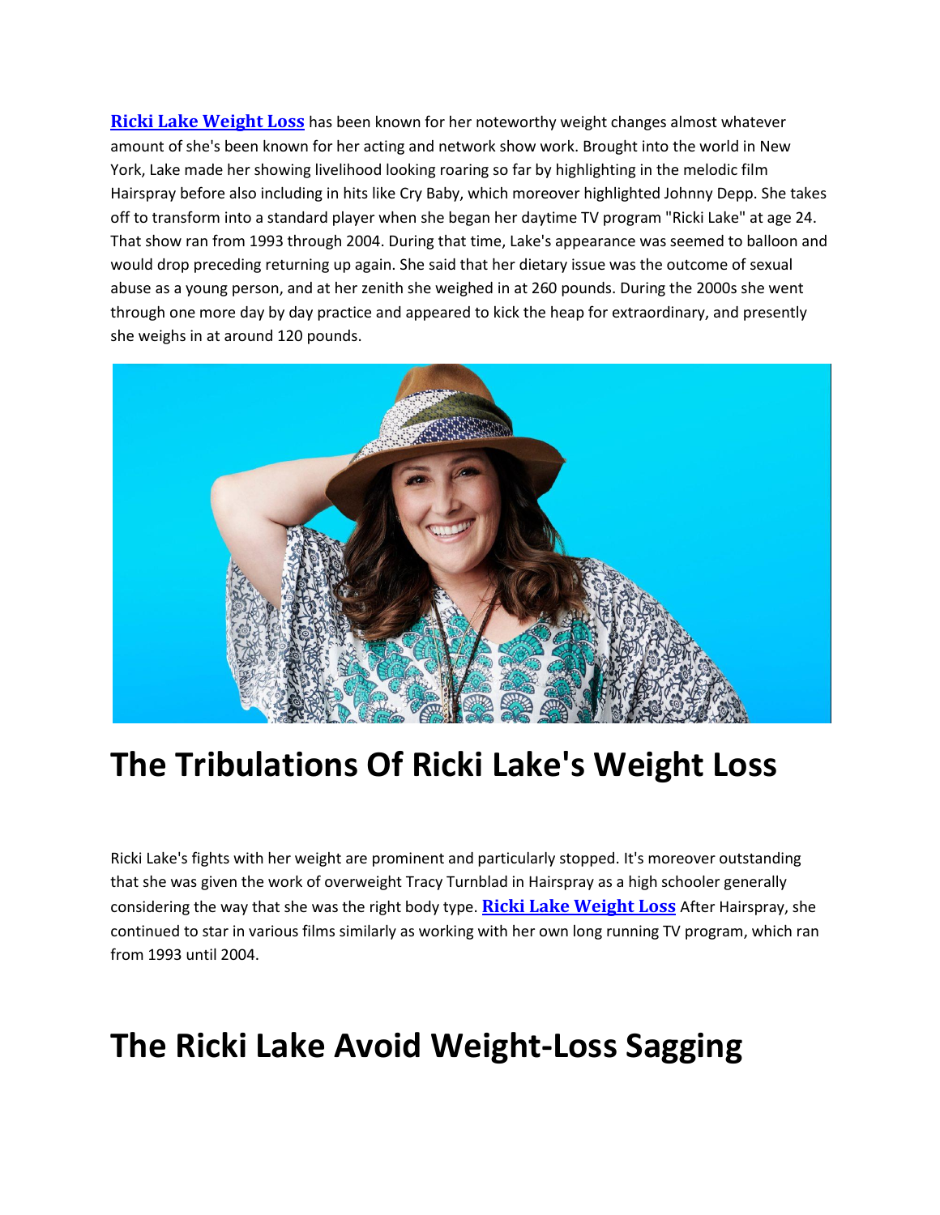**Ricki Lake Weight Loss** has been known for her noteworthy weight changes almost whatever amount of she's been known for her acting and network show work. Brought into the world in New York, Lake made her showing livelihood looking roaring so far by highlighting in the melodic film Hairspray before also including in hits like Cry Baby, which moreover highlighted Johnny Depp. She takes off to transform into a standard player when she began her daytime TV program "Ricki Lake" at age 24. That show ran from 1993 through 2004. During that time, Lake's appearance was seemed to balloon and would drop preceding returning up again. She said that her dietary issue was the outcome of sexual abuse as a young person, and at her zenith she weighed in at 260 pounds. During the 2000s she went through one more day by day practice and appeared to kick the heap for extraordinary, and presently she weighs in at around 120 pounds.

# The Tribulations Of Ricki Lake's Weight Loss

Ricki Lake's fights with her weight are prominent and particularly stopped. It's moreover outstanding that she was given the work of overweight Tracy Turnblad in Hairspray as a high schooler generally considering the way that she was the right body type. **Ricki Lake Weight Loss** After Hairspray, she continued to star in various films similarly as working with her own long running TV program, which ran from 1993 until 2004.

# The Ricki Lake Avoid Weight-Loss Sagging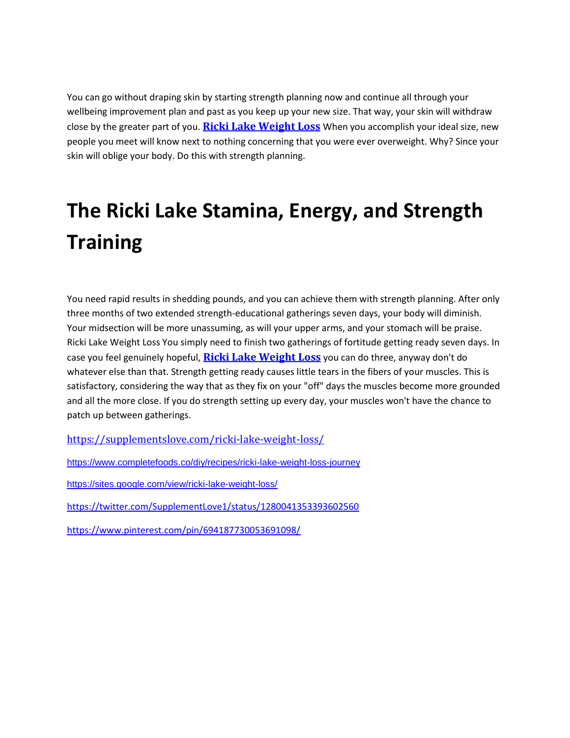You can go without draping skin by starting strength planning now and continue all through your wellbeing improvement plan and past as you keep up your new size. That way, your skin will withdraw close by the greater part of you. **[Ricki Lake Weight Loss](https://supplementslove.com/ricki-lake-weight-loss/)** When you accomplish your ideal size, new people you meet will know next to nothing concerning that you were ever overweight. Why? Since your skin will oblige your body. Do this with strength planning.

# The Ricki Lake Stamina, Energy, and Strength Training

You need rapid results in shedding pounds, and you can achieve them with strength planning. After only three months of two extended strength-educational gatherings seven days, your body will diminish. Your midsection will be more unassuming, as will your upper arms, and your stomach will be praise. Ricki Lake Weight Loss You simply need to finish two gatherings of fortitude getting ready seven days. In case you feel genuinely hopeful, **[Ricki Lake Weight Loss](https://supplementslove.com/ricki-lake-weight-loss/)** you can do three, anyway don't do whatever else than that. Strength getting ready causes little tears in the fibers of your muscles. This is satisfactory, considering the way that as they fix on your "off" days the muscles become more grounded and all the more close. If you do strength setting up every day, your muscles won't have the chance to patch up between gatherings.

https://supplementslove.com/ricki-lake-weight-loss/

https://www.completefoods.co/diy/recipes/ricki-lake-weight-loss-journey

https://sites.google.com/view/ricki-lake-weight-loss/

https://twitter.com/SupplementLove1/status/1280041353393602560

https://www.pinterest.com/pin/694187730053691098/